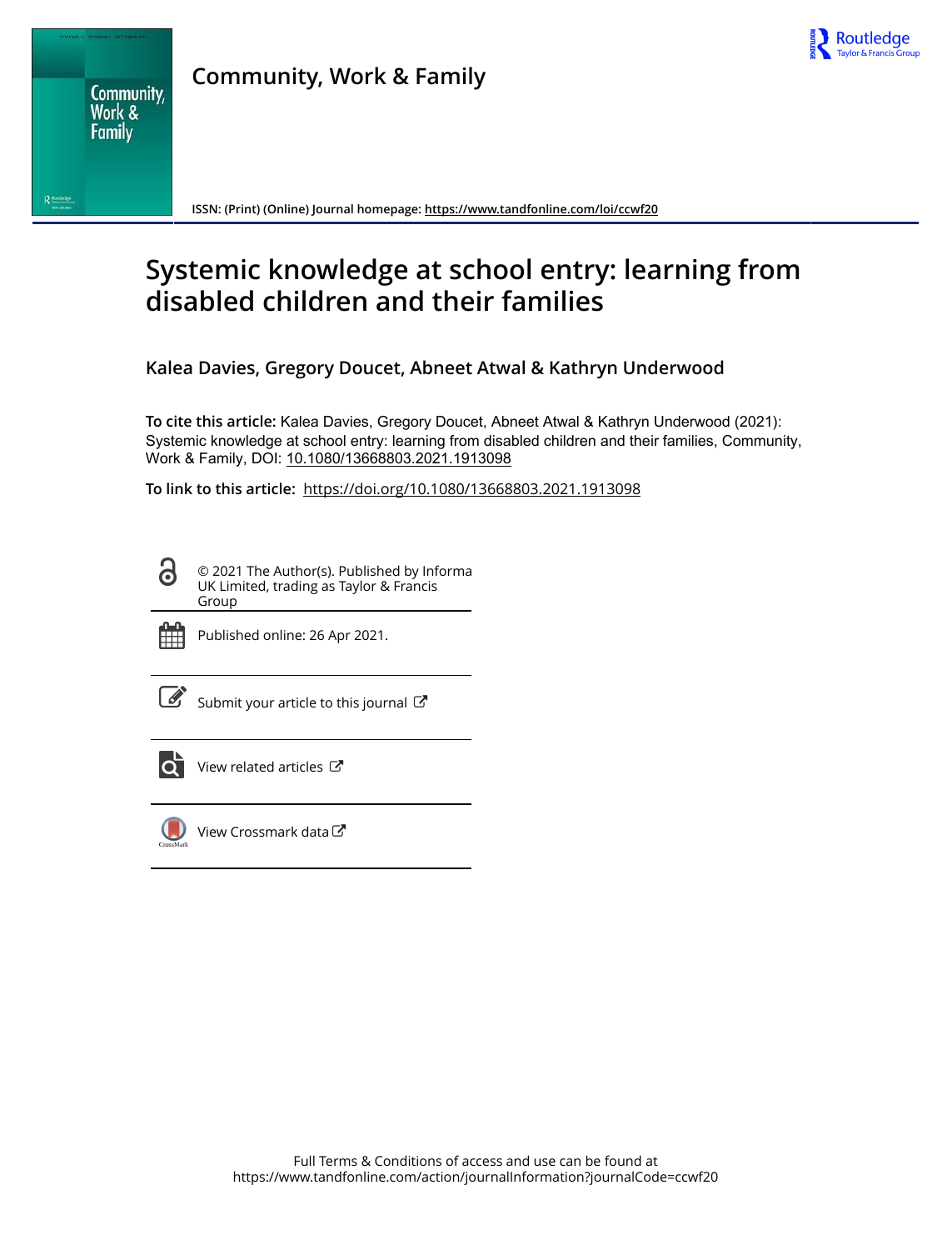# Community, Work & Family

ISSN: (Print) (Online) Journal homepage: https://www.tandfonline.com/loi/ccwf20

# Systemic knowledge at school entry: learning from disabled children and their families

**Kalea Davies, Gregory Doucet, Abneet Atwal & Kathryn Underwood**

**To cite this article:** Kalea Davies, Gregory Doucet, Abneet Atwal & Kathryn Underwood (2021): Systemic knowledge at school entry: learning from disabled children and their families, Community, Work & Family, DOI: 10.1080/13668803.2021.1913098

**To link to this article:** https://doi.org/10.1080/13668803.2021.1913098

© 2021 The Author(s). Published by Informa UK Limited, trading as Taylor & Francis Group

Published online: 26 Apr 2021.

Submit your article to this journal

View related articles

View Crossmark data

Full Terms & Conditions of access and use can be found at https://www.tandfonline.com/action/journalInformation?journalCode=ccwf20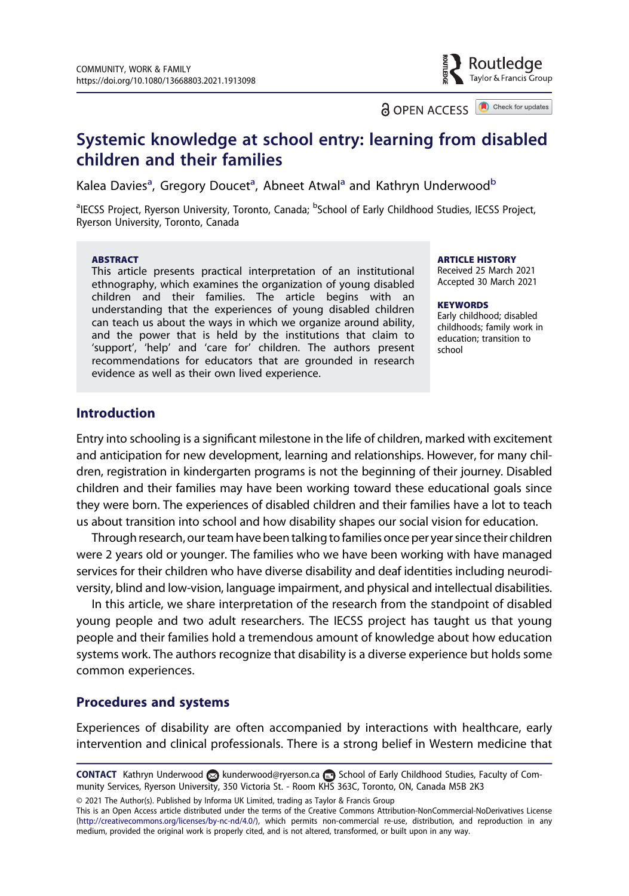# Systemic knowledge at school entry: learning from disabled children and their families

Kalea Davies[a], Gregory Doucet[a], Abneet Atwal[a] and Kathryn Underwood[b]

[a]IECSS Project, Ryerson University, Toronto, Canada; [b]School of Early Childhood Studies, IECSS Project, Ryerson University, Toronto, Canada

**ABSTRACT**

This article presents practical interpretation of an institutional ethnography, which examines the organization of young disabled children and their families. The article begins with an understanding that the experiences of young disabled children can teach us about the ways in which we organize around ability, and the power that is held by the institutions that claim to 'support', 'help' and 'care for' children. The authors present recommendations for educators that are grounded in research evidence as well as their own lived experience.

**ARTICLE HISTORY**

Received 25 March 2021
Accepted 30 March 2021

**KEYWORDS**

Early childhood; disabled childhoods; family work in education; transition to school

## Introduction

Entry into schooling is a significant milestone in the life of children, marked with excitement and anticipation for new development, learning and relationships. However, for many children, registration in kindergarten programs is not the beginning of their journey. Disabled children and their families may have been working toward these educational goals since they were born. The experiences of disabled children and their families have a lot to teach us about transition into school and how disability shapes our social vision for education.

Through research, our team have been talking to families once per year since their children were 2 years old or younger. The families who we have been working with have managed services for their children who have diverse disability and deaf identities including neurodiversity, blind and low-vision, language impairment, and physical and intellectual disabilities.

In this article, we share interpretation of the research from the standpoint of disabled young people and two adult researchers. The IECSS project has taught us that young people and their families hold a tremendous amount of knowledge about how education systems work. The authors recognize that disability is a diverse experience but holds some common experiences.

## Procedures and systems

Experiences of disability are often accompanied by interactions with healthcare, early intervention and clinical professionals. There is a strong belief in Western medicine that

**CONTACT** Kathryn Underwood kunderwood@ryerson.ca School of Early Childhood Studies, Faculty of Community Services, Ryerson University, 350 Victoria St. - Room KHS 363C, Toronto, ON, Canada M5B 2K3

© 2021 The Author(s). Published by Informa UK Limited, trading as Taylor & Francis Group
This is an Open Access article distributed under the terms of the Creative Commons Attribution-NonCommercial-NoDerivatives License (http://creativecommons.org/licenses/by-nc-nd/4.0/), which permits non-commercial re-use, distribution, and reproduction in any medium, provided the original work is properly cited, and is not altered, transformed, or built upon in any way.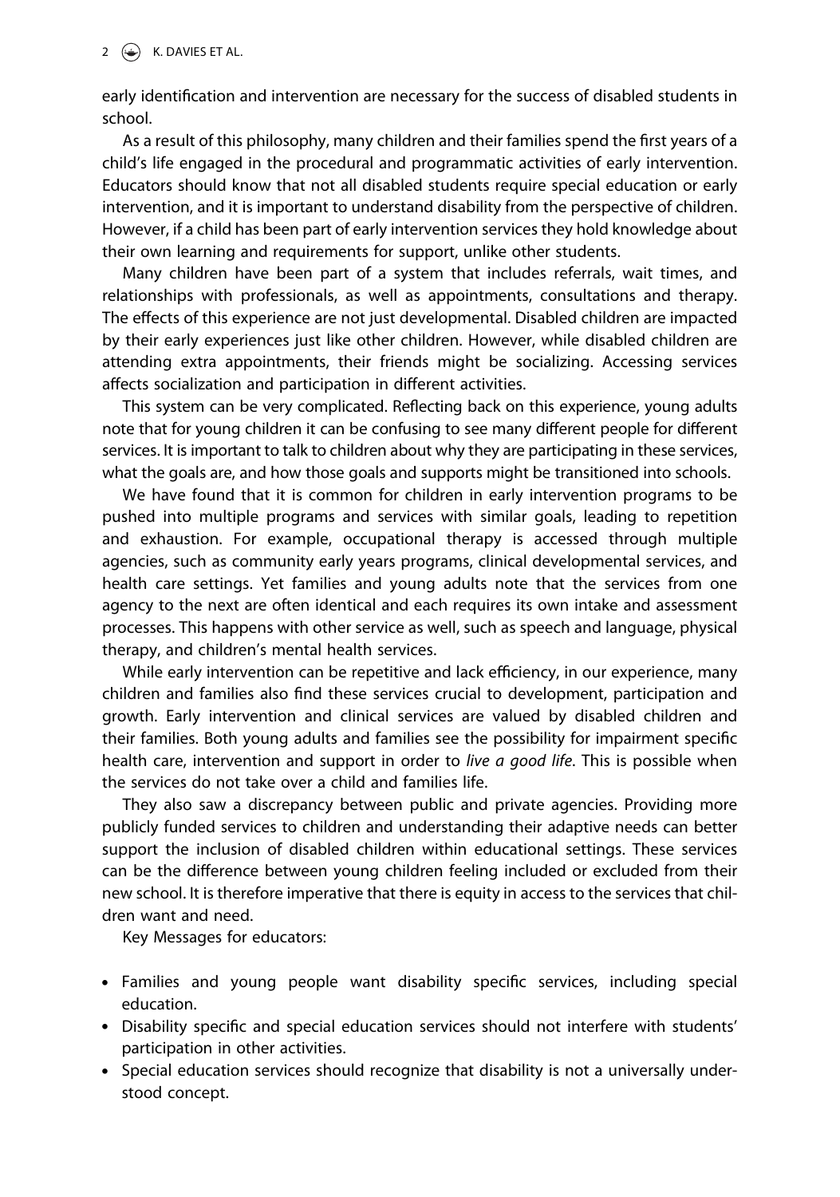early identification and intervention are necessary for the success of disabled students in school.

As a result of this philosophy, many children and their families spend the first years of a child's life engaged in the procedural and programmatic activities of early intervention. Educators should know that not all disabled students require special education or early intervention, and it is important to understand disability from the perspective of children. However, if a child has been part of early intervention services they hold knowledge about their own learning and requirements for support, unlike other students.

Many children have been part of a system that includes referrals, wait times, and relationships with professionals, as well as appointments, consultations and therapy. The effects of this experience are not just developmental. Disabled children are impacted by their early experiences just like other children. However, while disabled children are attending extra appointments, their friends might be socializing. Accessing services affects socialization and participation in different activities.

This system can be very complicated. Reflecting back on this experience, young adults note that for young children it can be confusing to see many different people for different services. It is important to talk to children about why they are participating in these services, what the goals are, and how those goals and supports might be transitioned into schools.

We have found that it is common for children in early intervention programs to be pushed into multiple programs and services with similar goals, leading to repetition and exhaustion. For example, occupational therapy is accessed through multiple agencies, such as community early years programs, clinical developmental services, and health care settings. Yet families and young adults note that the services from one agency to the next are often identical and each requires its own intake and assessment processes. This happens with other service as well, such as speech and language, physical therapy, and children's mental health services.

While early intervention can be repetitive and lack efficiency, in our experience, many children and families also find these services crucial to development, participation and growth. Early intervention and clinical services are valued by disabled children and their families. Both young adults and families see the possibility for impairment specific health care, intervention and support in order to *live a good life*. This is possible when the services do not take over a child and families life.

They also saw a discrepancy between public and private agencies. Providing more publicly funded services to children and understanding their adaptive needs can better support the inclusion of disabled children within educational settings. These services can be the difference between young children feeling included or excluded from their new school. It is therefore imperative that there is equity in access to the services that children want and need.

Key Messages for educators:

- Families and young people want disability specific services, including special education.
- Disability specific and special education services should not interfere with students' participation in other activities.
- Special education services should recognize that disability is not a universally understood concept.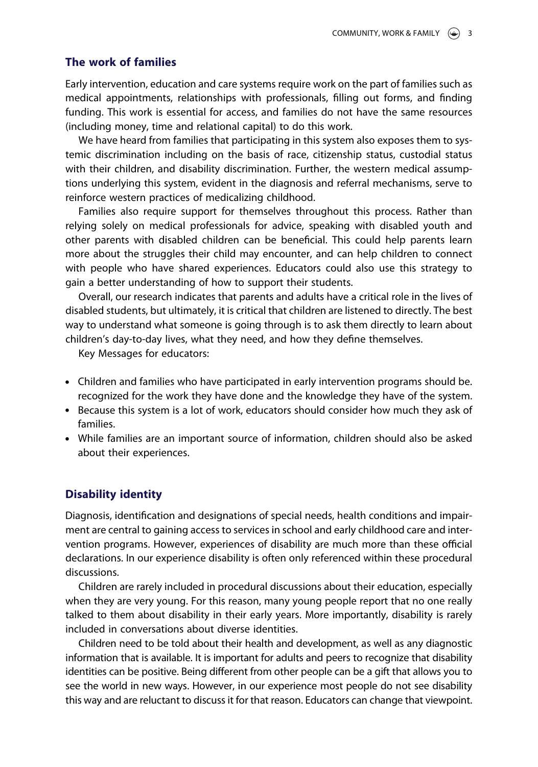## The work of families

Early intervention, education and care systems require work on the part of families such as medical appointments, relationships with professionals, filling out forms, and finding funding. This work is essential for access, and families do not have the same resources (including money, time and relational capital) to do this work.

We have heard from families that participating in this system also exposes them to systemic discrimination including on the basis of race, citizenship status, custodial status with their children, and disability discrimination. Further, the western medical assumptions underlying this system, evident in the diagnosis and referral mechanisms, serve to reinforce western practices of medicalizing childhood.

Families also require support for themselves throughout this process. Rather than relying solely on medical professionals for advice, speaking with disabled youth and other parents with disabled children can be beneficial. This could help parents learn more about the struggles their child may encounter, and can help children to connect with people who have shared experiences. Educators could also use this strategy to gain a better understanding of how to support their students.

Overall, our research indicates that parents and adults have a critical role in the lives of disabled students, but ultimately, it is critical that children are listened to directly. The best way to understand what someone is going through is to ask them directly to learn about children's day-to-day lives, what they need, and how they define themselves.

Key Messages for educators:

- Children and families who have participated in early intervention programs should be. recognized for the work they have done and the knowledge they have of the system.
- Because this system is a lot of work, educators should consider how much they ask of families.
- While families are an important source of information, children should also be asked about their experiences.

## Disability identity

Diagnosis, identification and designations of special needs, health conditions and impairment are central to gaining access to services in school and early childhood care and intervention programs. However, experiences of disability are much more than these official declarations. In our experience disability is often only referenced within these procedural discussions.

Children are rarely included in procedural discussions about their education, especially when they are very young. For this reason, many young people report that no one really talked to them about disability in their early years. More importantly, disability is rarely included in conversations about diverse identities.

Children need to be told about their health and development, as well as any diagnostic information that is available. It is important for adults and peers to recognize that disability identities can be positive. Being different from other people can be a gift that allows you to see the world in new ways. However, in our experience most people do not see disability this way and are reluctant to discuss it for that reason. Educators can change that viewpoint.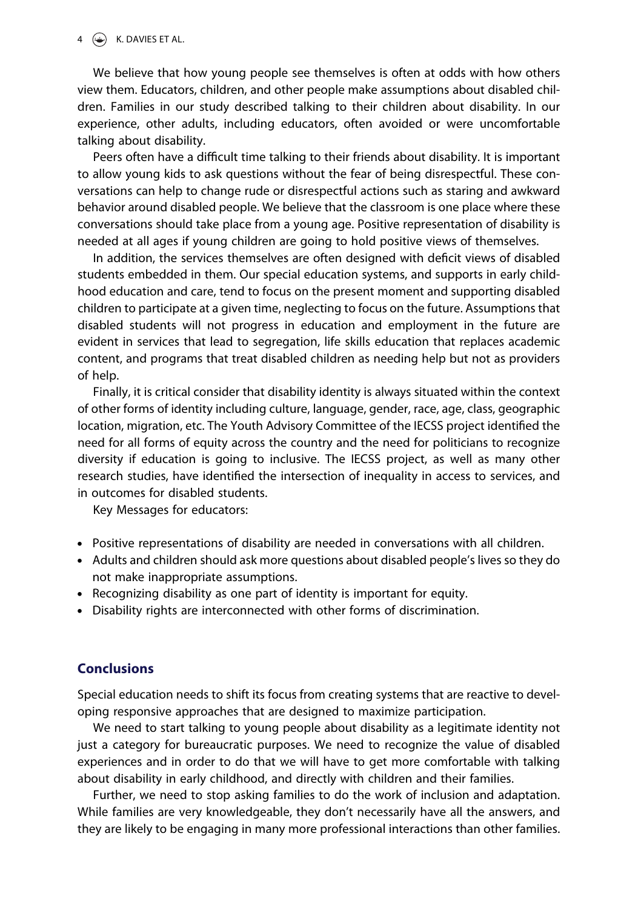We believe that how young people see themselves is often at odds with how others view them. Educators, children, and other people make assumptions about disabled children. Families in our study described talking to their children about disability. In our experience, other adults, including educators, often avoided or were uncomfortable talking about disability.

Peers often have a difficult time talking to their friends about disability. It is important to allow young kids to ask questions without the fear of being disrespectful. These conversations can help to change rude or disrespectful actions such as staring and awkward behavior around disabled people. We believe that the classroom is one place where these conversations should take place from a young age. Positive representation of disability is needed at all ages if young children are going to hold positive views of themselves.

In addition, the services themselves are often designed with deficit views of disabled students embedded in them. Our special education systems, and supports in early childhood education and care, tend to focus on the present moment and supporting disabled children to participate at a given time, neglecting to focus on the future. Assumptions that disabled students will not progress in education and employment in the future are evident in services that lead to segregation, life skills education that replaces academic content, and programs that treat disabled children as needing help but not as providers of help.

Finally, it is critical consider that disability identity is always situated within the context of other forms of identity including culture, language, gender, race, age, class, geographic location, migration, etc. The Youth Advisory Committee of the IECSS project identified the need for all forms of equity across the country and the need for politicians to recognize diversity if education is going to inclusive. The IECSS project, as well as many other research studies, have identified the intersection of inequality in access to services, and in outcomes for disabled students.

Key Messages for educators:

- Positive representations of disability are needed in conversations with all children.
- Adults and children should ask more questions about disabled people's lives so they do not make inappropriate assumptions.
- Recognizing disability as one part of identity is important for equity.
- Disability rights are interconnected with other forms of discrimination.

## Conclusions

Special education needs to shift its focus from creating systems that are reactive to developing responsive approaches that are designed to maximize participation.

We need to start talking to young people about disability as a legitimate identity not just a category for bureaucratic purposes. We need to recognize the value of disabled experiences and in order to do that we will have to get more comfortable with talking about disability in early childhood, and directly with children and their families.

Further, we need to stop asking families to do the work of inclusion and adaptation. While families are very knowledgeable, they don't necessarily have all the answers, and they are likely to be engaging in many more professional interactions than other families.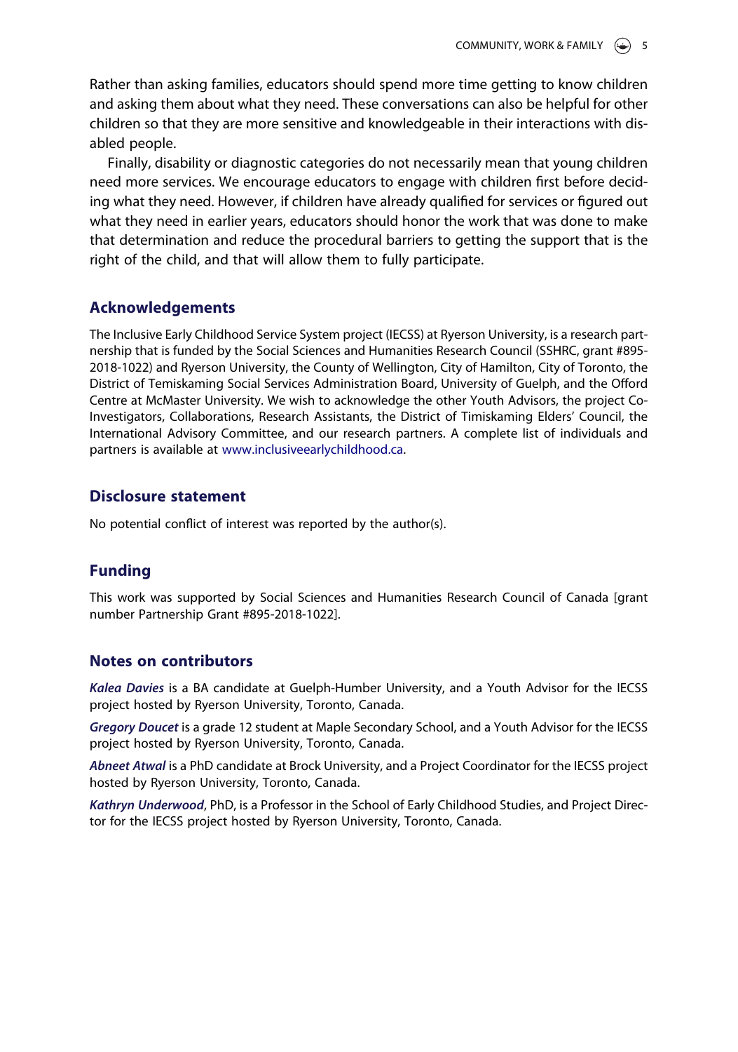Rather than asking families, educators should spend more time getting to know children and asking them about what they need. These conversations can also be helpful for other children so that they are more sensitive and knowledgeable in their interactions with disabled people.

Finally, disability or diagnostic categories do not necessarily mean that young children need more services. We encourage educators to engage with children first before deciding what they need. However, if children have already qualified for services or figured out what they need in earlier years, educators should honor the work that was done to make that determination and reduce the procedural barriers to getting the support that is the right of the child, and that will allow them to fully participate.

## Acknowledgements

The Inclusive Early Childhood Service System project (IECSS) at Ryerson University, is a research partnership that is funded by the Social Sciences and Humanities Research Council (SSHRC, grant #895-2018-1022) and Ryerson University, the County of Wellington, City of Hamilton, City of Toronto, the District of Temiskaming Social Services Administration Board, University of Guelph, and the Offord Centre at McMaster University. We wish to acknowledge the other Youth Advisors, the project Co-Investigators, Collaborations, Research Assistants, the District of Timiskaming Elders' Council, the International Advisory Committee, and our research partners. A complete list of individuals and partners is available at www.inclusiveearlychildhood.ca.

## Disclosure statement

No potential conflict of interest was reported by the author(s).

## Funding

This work was supported by Social Sciences and Humanities Research Council of Canada [grant number Partnership Grant #895-2018-1022].

## Notes on contributors

***Kalea Davies*** is a BA candidate at Guelph-Humber University, and a Youth Advisor for the IECSS project hosted by Ryerson University, Toronto, Canada.

***Gregory Doucet*** is a grade 12 student at Maple Secondary School, and a Youth Advisor for the IECSS project hosted by Ryerson University, Toronto, Canada.

***Abneet Atwal*** is a PhD candidate at Brock University, and a Project Coordinator for the IECSS project hosted by Ryerson University, Toronto, Canada.

***Kathryn Underwood***, PhD, is a Professor in the School of Early Childhood Studies, and Project Director for the IECSS project hosted by Ryerson University, Toronto, Canada.